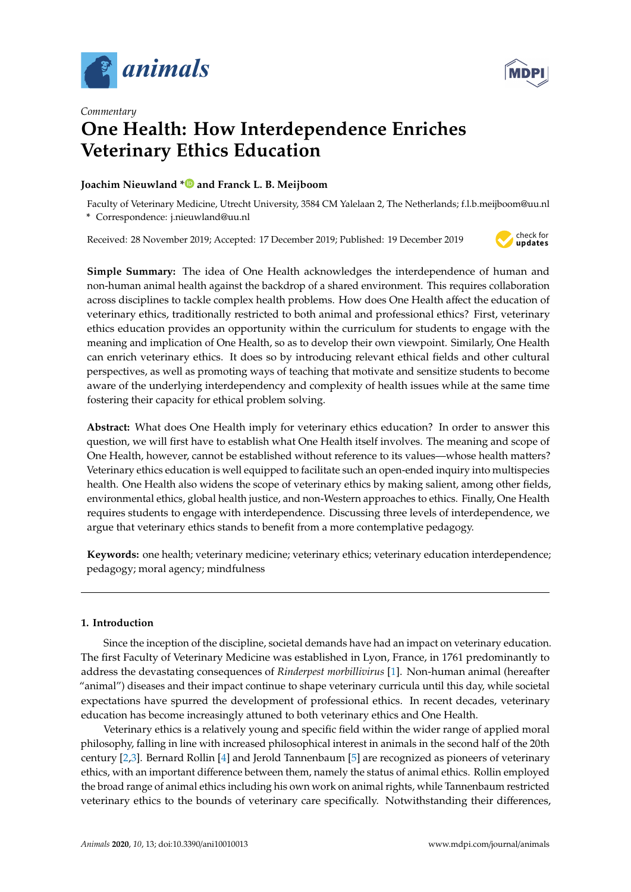*Commentary*

# One Health: How Interdependence Enriches Veterinary Ethics Education

**Joachim Nieuwland * and Franck L. B. Meijboom**

Faculty of Veterinary Medicine, Utrecht University, 3584 CM Yalelaan 2, The Netherlands; f.l.b.meijboom@uu.nl
* Correspondence: j.nieuwland@uu.nl

Received: 28 November 2019; Accepted: 17 December 2019; Published: 19 December 2019

**Simple Summary:** The idea of One Health acknowledges the interdependence of human and non-human animal health against the backdrop of a shared environment. This requires collaboration across disciplines to tackle complex health problems. How does One Health affect the education of veterinary ethics, traditionally restricted to both animal and professional ethics? First, veterinary ethics education provides an opportunity within the curriculum for students to engage with the meaning and implication of One Health, so as to develop their own viewpoint. Similarly, One Health can enrich veterinary ethics. It does so by introducing relevant ethical fields and other cultural perspectives, as well as promoting ways of teaching that motivate and sensitize students to become aware of the underlying interdependency and complexity of health issues while at the same time fostering their capacity for ethical problem solving.

**Abstract:** What does One Health imply for veterinary ethics education? In order to answer this question, we will first have to establish what One Health itself involves. The meaning and scope of One Health, however, cannot be established without reference to its values—whose health matters? Veterinary ethics education is well equipped to facilitate such an open-ended inquiry into multispecies health. One Health also widens the scope of veterinary ethics by making salient, among other fields, environmental ethics, global health justice, and non-Western approaches to ethics. Finally, One Health requires students to engage with interdependence. Discussing three levels of interdependence, we argue that veterinary ethics stands to benefit from a more contemplative pedagogy.

**Keywords:** one health; veterinary medicine; veterinary ethics; veterinary education interdependence; pedagogy; moral agency; mindfulness

## 1. Introduction

Since the inception of the discipline, societal demands have had an impact on veterinary education. The first Faculty of Veterinary Medicine was established in Lyon, France, in 1761 predominantly to address the devastating consequences of *Rinderpest morbillivirus* [1]. Non-human animal (hereafter "animal") diseases and their impact continue to shape veterinary curricula until this day, while societal expectations have spurred the development of professional ethics. In recent decades, veterinary education has become increasingly attuned to both veterinary ethics and One Health.

Veterinary ethics is a relatively young and specific field within the wider range of applied moral philosophy, falling in line with increased philosophical interest in animals in the second half of the 20th century [2,3]. Bernard Rollin [4] and Jerold Tannenbaum [5] are recognized as pioneers of veterinary ethics, with an important difference between them, namely the status of animal ethics. Rollin employed the broad range of animal ethics including his own work on animal rights, while Tannenbaum restricted veterinary ethics to the bounds of veterinary care specifically. Notwithstanding their differences,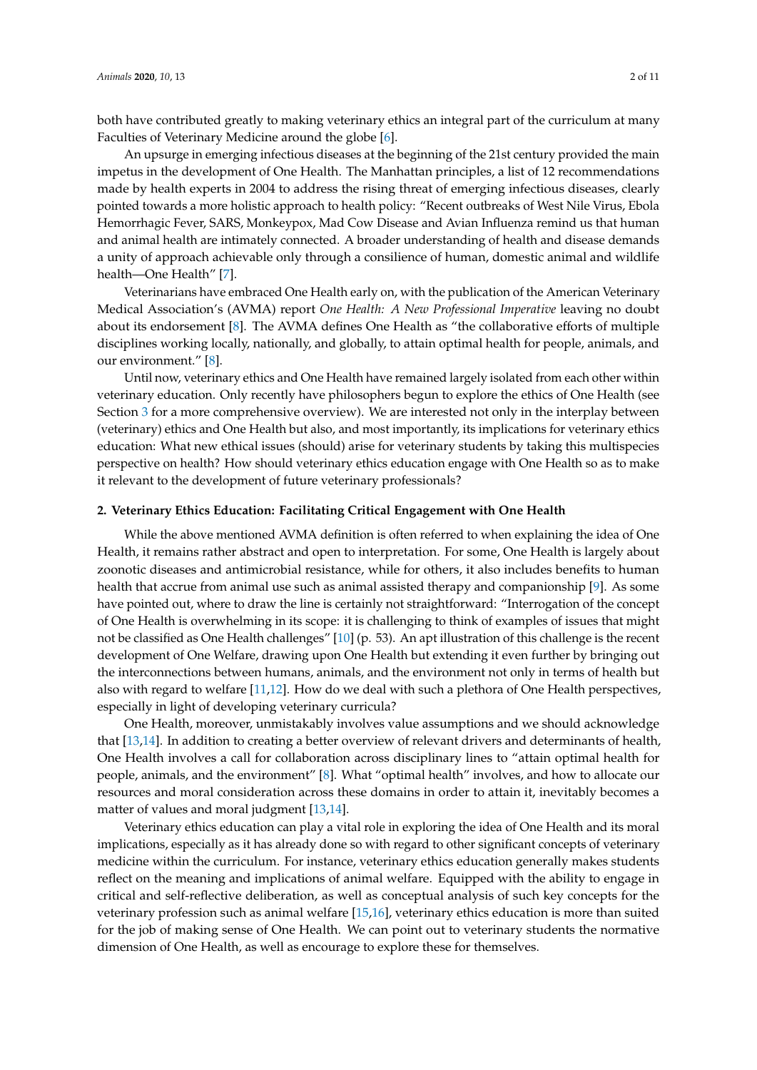both have contributed greatly to making veterinary ethics an integral part of the curriculum at many Faculties of Veterinary Medicine around the globe [6].

An upsurge in emerging infectious diseases at the beginning of the 21st century provided the main impetus in the development of One Health. The Manhattan principles, a list of 12 recommendations made by health experts in 2004 to address the rising threat of emerging infectious diseases, clearly pointed towards a more holistic approach to health policy: "Recent outbreaks of West Nile Virus, Ebola Hemorrhagic Fever, SARS, Monkeypox, Mad Cow Disease and Avian Influenza remind us that human and animal health are intimately connected. A broader understanding of health and disease demands a unity of approach achievable only through a consilience of human, domestic animal and wildlife health—One Health" [7].

Veterinarians have embraced One Health early on, with the publication of the American Veterinary Medical Association's (AVMA) report *One Health: A New Professional Imperative* leaving no doubt about its endorsement [8]. The AVMA defines One Health as "the collaborative efforts of multiple disciplines working locally, nationally, and globally, to attain optimal health for people, animals, and our environment." [8].

Until now, veterinary ethics and One Health have remained largely isolated from each other within veterinary education. Only recently have philosophers begun to explore the ethics of One Health (see Section 3 for a more comprehensive overview). We are interested not only in the interplay between (veterinary) ethics and One Health but also, and most importantly, its implications for veterinary ethics education: What new ethical issues (should) arise for veterinary students by taking this multispecies perspective on health? How should veterinary ethics education engage with One Health so as to make it relevant to the development of future veterinary professionals?

## 2. Veterinary Ethics Education: Facilitating Critical Engagement with One Health

While the above mentioned AVMA definition is often referred to when explaining the idea of One Health, it remains rather abstract and open to interpretation. For some, One Health is largely about zoonotic diseases and antimicrobial resistance, while for others, it also includes benefits to human health that accrue from animal use such as animal assisted therapy and companionship [9]. As some have pointed out, where to draw the line is certainly not straightforward: "Interrogation of the concept of One Health is overwhelming in its scope: it is challenging to think of examples of issues that might not be classified as One Health challenges" [10] (p. 53). An apt illustration of this challenge is the recent development of One Welfare, drawing upon One Health but extending it even further by bringing out the interconnections between humans, animals, and the environment not only in terms of health but also with regard to welfare [11,12]. How do we deal with such a plethora of One Health perspectives, especially in light of developing veterinary curricula?

One Health, moreover, unmistakably involves value assumptions and we should acknowledge that [13,14]. In addition to creating a better overview of relevant drivers and determinants of health, One Health involves a call for collaboration across disciplinary lines to "attain optimal health for people, animals, and the environment" [8]. What "optimal health" involves, and how to allocate our resources and moral consideration across these domains in order to attain it, inevitably becomes a matter of values and moral judgment [13,14].

Veterinary ethics education can play a vital role in exploring the idea of One Health and its moral implications, especially as it has already done so with regard to other significant concepts of veterinary medicine within the curriculum. For instance, veterinary ethics education generally makes students reflect on the meaning and implications of animal welfare. Equipped with the ability to engage in critical and self-reflective deliberation, as well as conceptual analysis of such key concepts for the veterinary profession such as animal welfare [15,16], veterinary ethics education is more than suited for the job of making sense of One Health. We can point out to veterinary students the normative dimension of One Health, as well as encourage to explore these for themselves.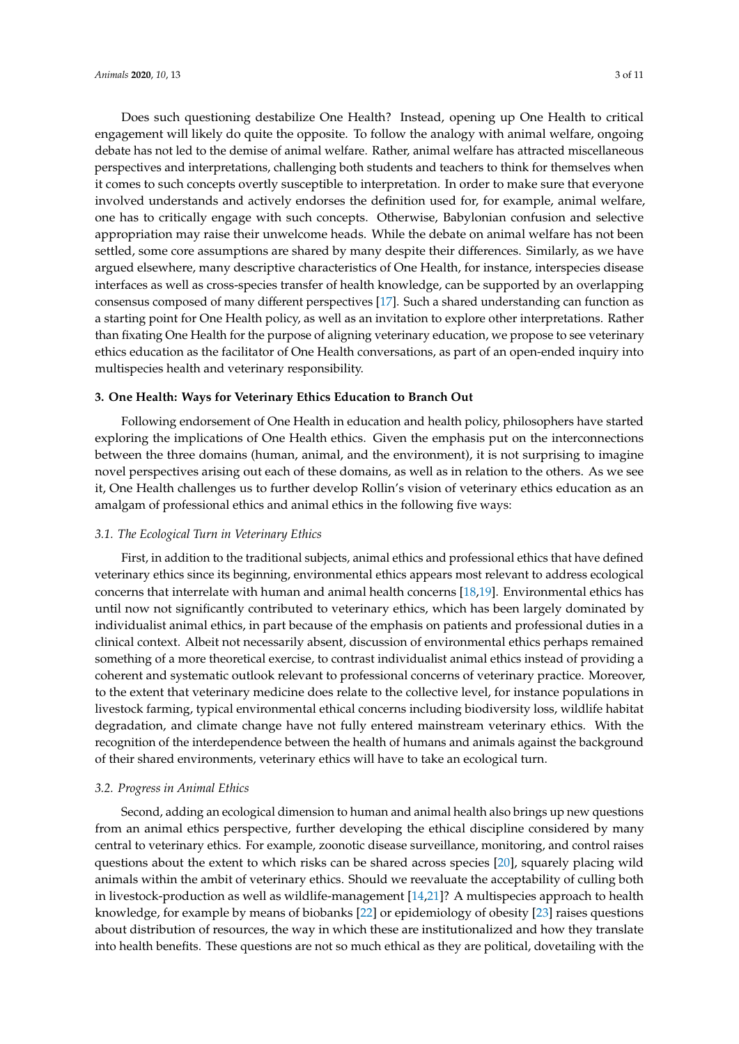Does such questioning destabilize One Health? Instead, opening up One Health to critical engagement will likely do quite the opposite. To follow the analogy with animal welfare, ongoing debate has not led to the demise of animal welfare. Rather, animal welfare has attracted miscellaneous perspectives and interpretations, challenging both students and teachers to think for themselves when it comes to such concepts overtly susceptible to interpretation. In order to make sure that everyone involved understands and actively endorses the definition used for, for example, animal welfare, one has to critically engage with such concepts. Otherwise, Babylonian confusion and selective appropriation may raise their unwelcome heads. While the debate on animal welfare has not been settled, some core assumptions are shared by many despite their differences. Similarly, as we have argued elsewhere, many descriptive characteristics of One Health, for instance, interspecies disease interfaces as well as cross-species transfer of health knowledge, can be supported by an overlapping consensus composed of many different perspectives [17]. Such a shared understanding can function as a starting point for One Health policy, as well as an invitation to explore other interpretations. Rather than fixating One Health for the purpose of aligning veterinary education, we propose to see veterinary ethics education as the facilitator of One Health conversations, as part of an open-ended inquiry into multispecies health and veterinary responsibility.

## 3. One Health: Ways for Veterinary Ethics Education to Branch Out

Following endorsement of One Health in education and health policy, philosophers have started exploring the implications of One Health ethics. Given the emphasis put on the interconnections between the three domains (human, animal, and the environment), it is not surprising to imagine novel perspectives arising out each of these domains, as well as in relation to the others. As we see it, One Health challenges us to further develop Rollin's vision of veterinary ethics education as an amalgam of professional ethics and animal ethics in the following five ways:

### 3.1. The Ecological Turn in Veterinary Ethics

First, in addition to the traditional subjects, animal ethics and professional ethics that have defined veterinary ethics since its beginning, environmental ethics appears most relevant to address ecological concerns that interrelate with human and animal health concerns [18,19]. Environmental ethics has until now not significantly contributed to veterinary ethics, which has been largely dominated by individualist animal ethics, in part because of the emphasis on patients and professional duties in a clinical context. Albeit not necessarily absent, discussion of environmental ethics perhaps remained something of a more theoretical exercise, to contrast individualist animal ethics instead of providing a coherent and systematic outlook relevant to professional concerns of veterinary practice. Moreover, to the extent that veterinary medicine does relate to the collective level, for instance populations in livestock farming, typical environmental ethical concerns including biodiversity loss, wildlife habitat degradation, and climate change have not fully entered mainstream veterinary ethics. With the recognition of the interdependence between the health of humans and animals against the background of their shared environments, veterinary ethics will have to take an ecological turn.

### 3.2. Progress in Animal Ethics

Second, adding an ecological dimension to human and animal health also brings up new questions from an animal ethics perspective, further developing the ethical discipline considered by many central to veterinary ethics. For example, zoonotic disease surveillance, monitoring, and control raises questions about the extent to which risks can be shared across species [20], squarely placing wild animals within the ambit of veterinary ethics. Should we reevaluate the acceptability of culling both in livestock-production as well as wildlife-management [14,21]? A multispecies approach to health knowledge, for example by means of biobanks [22] or epidemiology of obesity [23] raises questions about distribution of resources, the way in which these are institutionalized and how they translate into health benefits. These questions are not so much ethical as they are political, dovetailing with the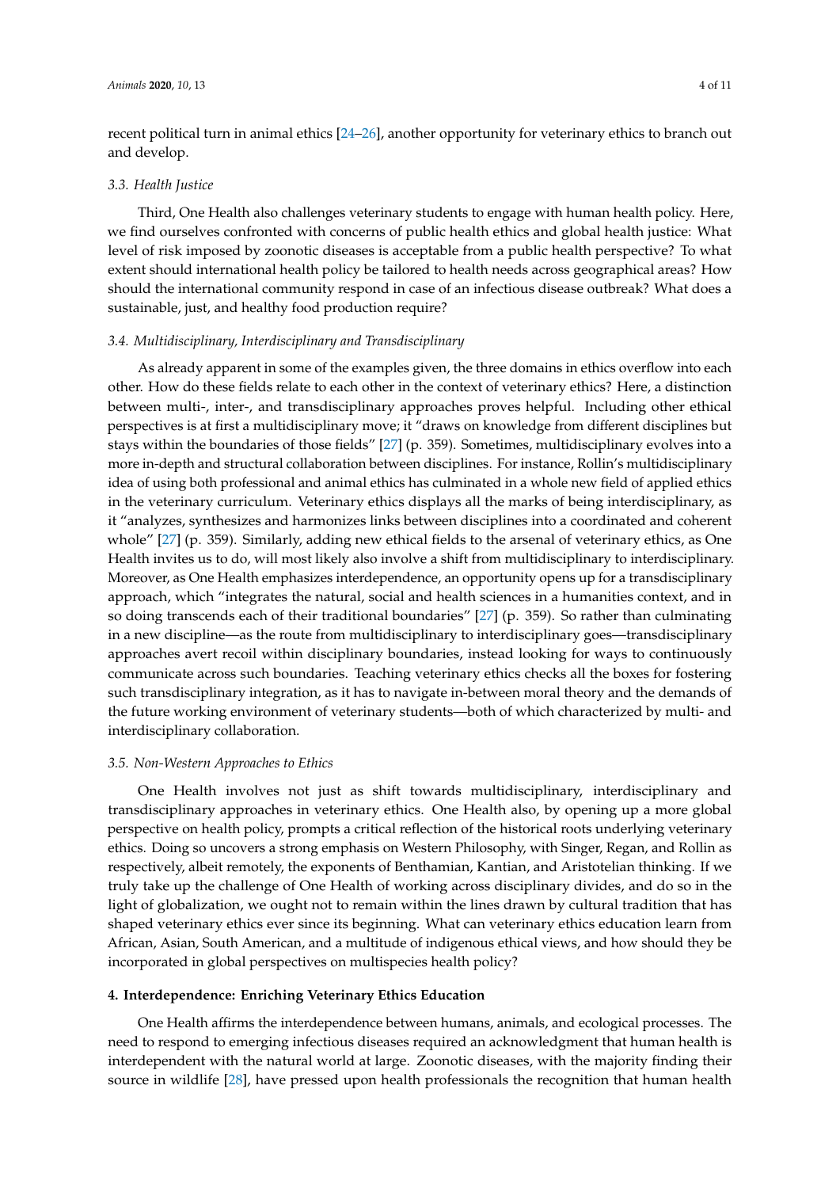recent political turn in animal ethics [24–26], another opportunity for veterinary ethics to branch out and develop.

### 3.3. Health Justice

Third, One Health also challenges veterinary students to engage with human health policy. Here, we find ourselves confronted with concerns of public health ethics and global health justice: What level of risk imposed by zoonotic diseases is acceptable from a public health perspective? To what extent should international health policy be tailored to health needs across geographical areas? How should the international community respond in case of an infectious disease outbreak? What does a sustainable, just, and healthy food production require?

### 3.4. Multidisciplinary, Interdisciplinary and Transdisciplinary

As already apparent in some of the examples given, the three domains in ethics overflow into each other. How do these fields relate to each other in the context of veterinary ethics? Here, a distinction between multi-, inter-, and transdisciplinary approaches proves helpful. Including other ethical perspectives is at first a multidisciplinary move; it "draws on knowledge from different disciplines but stays within the boundaries of those fields" [27] (p. 359). Sometimes, multidisciplinary evolves into a more in-depth and structural collaboration between disciplines. For instance, Rollin's multidisciplinary idea of using both professional and animal ethics has culminated in a whole new field of applied ethics in the veterinary curriculum. Veterinary ethics displays all the marks of being interdisciplinary, as it "analyzes, synthesizes and harmonizes links between disciplines into a coordinated and coherent whole" [27] (p. 359). Similarly, adding new ethical fields to the arsenal of veterinary ethics, as One Health invites us to do, will most likely also involve a shift from multidisciplinary to interdisciplinary. Moreover, as One Health emphasizes interdependence, an opportunity opens up for a transdisciplinary approach, which "integrates the natural, social and health sciences in a humanities context, and in so doing transcends each of their traditional boundaries" [27] (p. 359). So rather than culminating in a new discipline—as the route from multidisciplinary to interdisciplinary goes—transdisciplinary approaches avert recoil within disciplinary boundaries, instead looking for ways to continuously communicate across such boundaries. Teaching veterinary ethics checks all the boxes for fostering such transdisciplinary integration, as it has to navigate in-between moral theory and the demands of the future working environment of veterinary students—both of which characterized by multi- and interdisciplinary collaboration.

### 3.5. Non-Western Approaches to Ethics

One Health involves not just as shift towards multidisciplinary, interdisciplinary and transdisciplinary approaches in veterinary ethics. One Health also, by opening up a more global perspective on health policy, prompts a critical reflection of the historical roots underlying veterinary ethics. Doing so uncovers a strong emphasis on Western Philosophy, with Singer, Regan, and Rollin as respectively, albeit remotely, the exponents of Benthamian, Kantian, and Aristotelian thinking. If we truly take up the challenge of One Health of working across disciplinary divides, and do so in the light of globalization, we ought not to remain within the lines drawn by cultural tradition that has shaped veterinary ethics ever since its beginning. What can veterinary ethics education learn from African, Asian, South American, and a multitude of indigenous ethical views, and how should they be incorporated in global perspectives on multispecies health policy?

## 4. Interdependence: Enriching Veterinary Ethics Education

One Health affirms the interdependence between humans, animals, and ecological processes. The need to respond to emerging infectious diseases required an acknowledgment that human health is interdependent with the natural world at large. Zoonotic diseases, with the majority finding their source in wildlife [28], have pressed upon health professionals the recognition that human health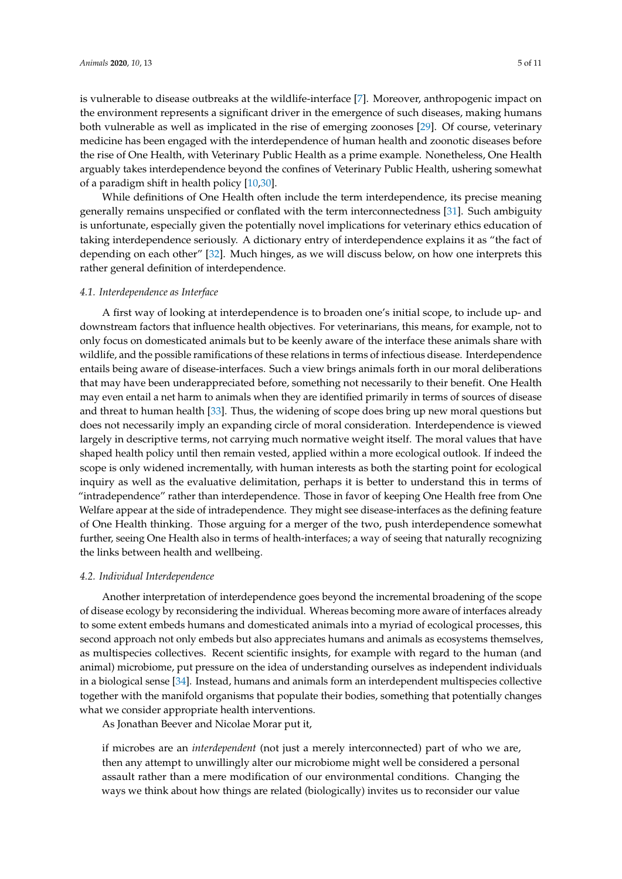is vulnerable to disease outbreaks at the wildlife-interface [7]. Moreover, anthropogenic impact on the environment represents a significant driver in the emergence of such diseases, making humans both vulnerable as well as implicated in the rise of emerging zoonoses [29]. Of course, veterinary medicine has been engaged with the interdependence of human health and zoonotic diseases before the rise of One Health, with Veterinary Public Health as a prime example. Nonetheless, One Health arguably takes interdependence beyond the confines of Veterinary Public Health, ushering somewhat of a paradigm shift in health policy [10,30].

While definitions of One Health often include the term interdependence, its precise meaning generally remains unspecified or conflated with the term interconnectedness [31]. Such ambiguity is unfortunate, especially given the potentially novel implications for veterinary ethics education of taking interdependence seriously. A dictionary entry of interdependence explains it as "the fact of depending on each other" [32]. Much hinges, as we will discuss below, on how one interprets this rather general definition of interdependence.

### *4.1. Interdependence as Interface*

A first way of looking at interdependence is to broaden one's initial scope, to include up- and downstream factors that influence health objectives. For veterinarians, this means, for example, not to only focus on domesticated animals but to be keenly aware of the interface these animals share with wildlife, and the possible ramifications of these relations in terms of infectious disease. Interdependence entails being aware of disease-interfaces. Such a view brings animals forth in our moral deliberations that may have been underappreciated before, something not necessarily to their benefit. One Health may even entail a net harm to animals when they are identified primarily in terms of sources of disease and threat to human health [33]. Thus, the widening of scope does bring up new moral questions but does not necessarily imply an expanding circle of moral consideration. Interdependence is viewed largely in descriptive terms, not carrying much normative weight itself. The moral values that have shaped health policy until then remain vested, applied within a more ecological outlook. If indeed the scope is only widened incrementally, with human interests as both the starting point for ecological inquiry as well as the evaluative delimitation, perhaps it is better to understand this in terms of "intradependence" rather than interdependence. Those in favor of keeping One Health free from One Welfare appear at the side of intradependence. They might see disease-interfaces as the defining feature of One Health thinking. Those arguing for a merger of the two, push interdependence somewhat further, seeing One Health also in terms of health-interfaces; a way of seeing that naturally recognizing the links between health and wellbeing.

### *4.2. Individual Interdependence*

Another interpretation of interdependence goes beyond the incremental broadening of the scope of disease ecology by reconsidering the individual. Whereas becoming more aware of interfaces already to some extent embeds humans and domesticated animals into a myriad of ecological processes, this second approach not only embeds but also appreciates humans and animals as ecosystems themselves, as multispecies collectives. Recent scientific insights, for example with regard to the human (and animal) microbiome, put pressure on the idea of understanding ourselves as independent individuals in a biological sense [34]. Instead, humans and animals form an interdependent multispecies collective together with the manifold organisms that populate their bodies, something that potentially changes what we consider appropriate health interventions.

As Jonathan Beever and Nicolae Morar put it,

> if microbes are an *interdependent* (not just a merely interconnected) part of who we are, then any attempt to unwillingly alter our microbiome might well be considered a personal assault rather than a mere modification of our environmental conditions. Changing the ways we think about how things are related (biologically) invites us to reconsider our value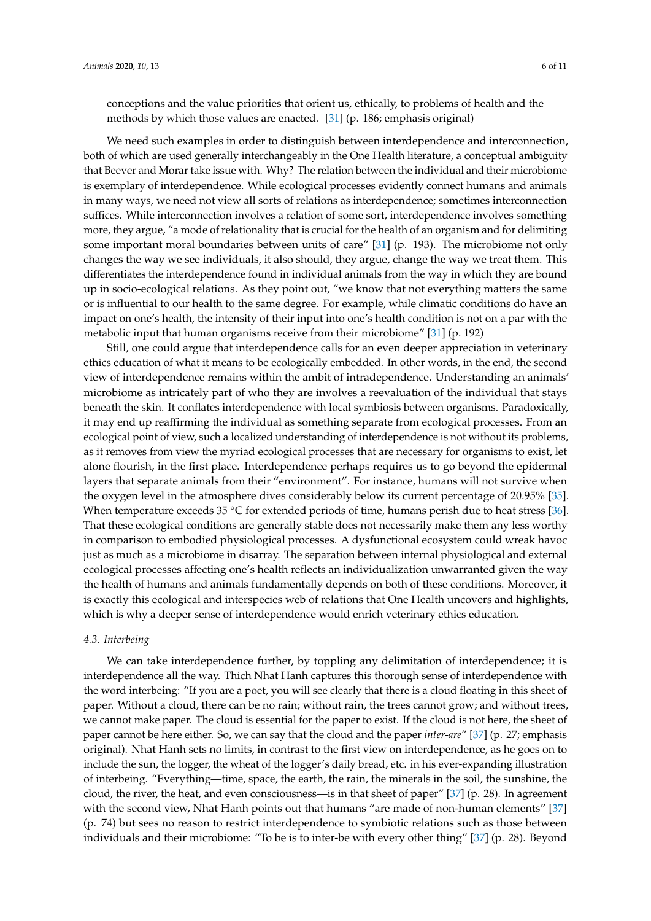conceptions and the value priorities that orient us, ethically, to problems of health and the methods by which those values are enacted. [31] (p. 186; emphasis original)

We need such examples in order to distinguish between interdependence and interconnection, both of which are used generally interchangeably in the One Health literature, a conceptual ambiguity that Beever and Morar take issue with. Why? The relation between the individual and their microbiome is exemplary of interdependence. While ecological processes evidently connect humans and animals in many ways, we need not view all sorts of relations as interdependence; sometimes interconnection suffices. While interconnection involves a relation of some sort, interdependence involves something more, they argue, "a mode of relationality that is crucial for the health of an organism and for delimiting some important moral boundaries between units of care" [31] (p. 193). The microbiome not only changes the way we see individuals, it also should, they argue, change the way we treat them. This differentiates the interdependence found in individual animals from the way in which they are bound up in socio-ecological relations. As they point out, "we know that not everything matters the same or is influential to our health to the same degree. For example, while climatic conditions do have an impact on one's health, the intensity of their input into one's health condition is not on a par with the metabolic input that human organisms receive from their microbiome" [31] (p. 192)

Still, one could argue that interdependence calls for an even deeper appreciation in veterinary ethics education of what it means to be ecologically embedded. In other words, in the end, the second view of interdependence remains within the ambit of intradependence. Understanding an animals' microbiome as intricately part of who they are involves a reevaluation of the individual that stays beneath the skin. It conflates interdependence with local symbiosis between organisms. Paradoxically, it may end up reaffirming the individual as something separate from ecological processes. From an ecological point of view, such a localized understanding of interdependence is not without its problems, as it removes from view the myriad ecological processes that are necessary for organisms to exist, let alone flourish, in the first place. Interdependence perhaps requires us to go beyond the epidermal layers that separate animals from their "environment". For instance, humans will not survive when the oxygen level in the atmosphere dives considerably below its current percentage of 20.95% [35]. When temperature exceeds 35 °C for extended periods of time, humans perish due to heat stress [36]. That these ecological conditions are generally stable does not necessarily make them any less worthy in comparison to embodied physiological processes. A dysfunctional ecosystem could wreak havoc just as much as a microbiome in disarray. The separation between internal physiological and external ecological processes affecting one's health reflects an individualization unwarranted given the way the health of humans and animals fundamentally depends on both of these conditions. Moreover, it is exactly this ecological and interspecies web of relations that One Health uncovers and highlights, which is why a deeper sense of interdependence would enrich veterinary ethics education.

### *4.3. Interbeing*

We can take interdependence further, by toppling any delimitation of interdependence; it is interdependence all the way. Thich Nhat Hanh captures this thorough sense of interdependence with the word interbeing: "If you are a poet, you will see clearly that there is a cloud floating in this sheet of paper. Without a cloud, there can be no rain; without rain, the trees cannot grow; and without trees, we cannot make paper. The cloud is essential for the paper to exist. If the cloud is not here, the sheet of paper cannot be here either. So, we can say that the cloud and the paper *inter-are*" [37] (p. 27; emphasis original). Nhat Hanh sets no limits, in contrast to the first view on interdependence, as he goes on to include the sun, the logger, the wheat of the logger's daily bread, etc. in his ever-expanding illustration of interbeing. "Everything—time, space, the earth, the rain, the minerals in the soil, the sunshine, the cloud, the river, the heat, and even consciousness—is in that sheet of paper" [37] (p. 28). In agreement with the second view, Nhat Hanh points out that humans "are made of non-human elements" [37] (p. 74) but sees no reason to restrict interdependence to symbiotic relations such as those between individuals and their microbiome: "To be is to inter-be with every other thing" [37] (p. 28). Beyond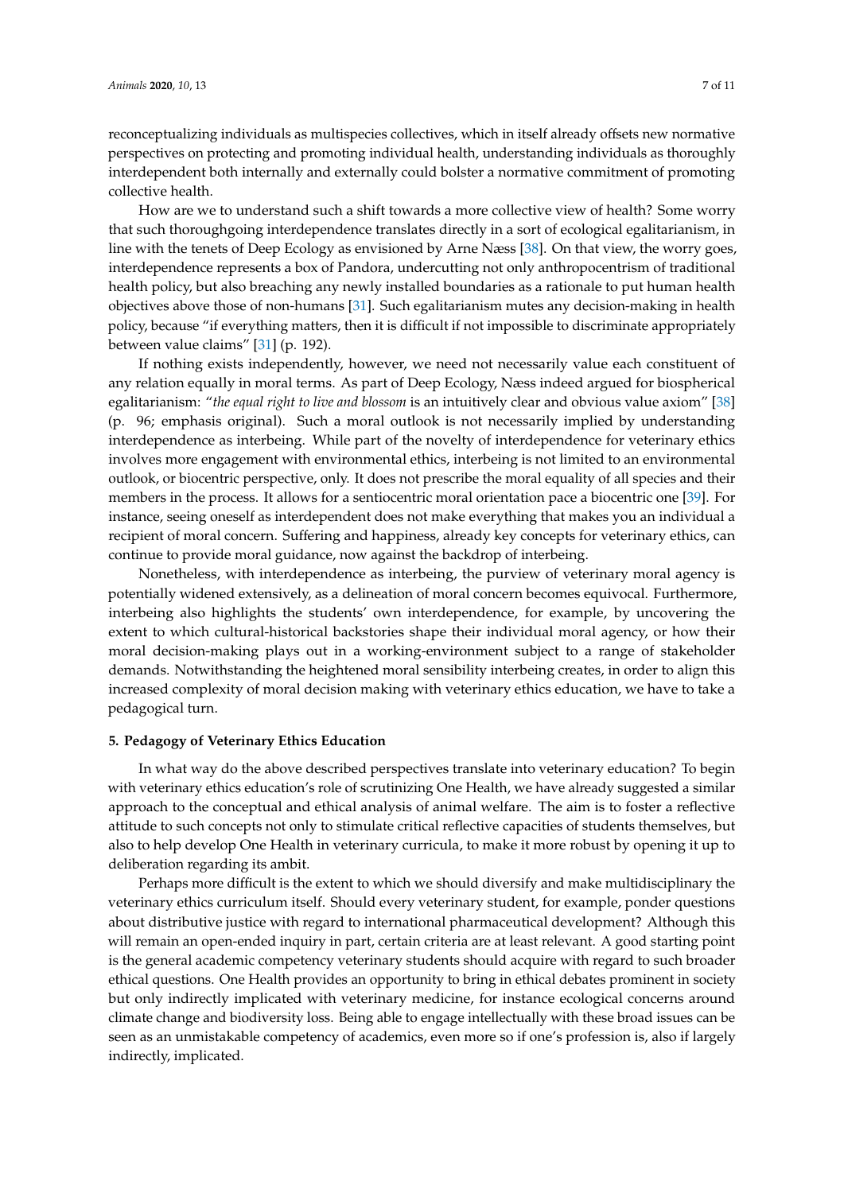reconceptualizing individuals as multispecies collectives, which in itself already offsets new normative perspectives on protecting and promoting individual health, understanding individuals as thoroughly interdependent both internally and externally could bolster a normative commitment of promoting collective health.

How are we to understand such a shift towards a more collective view of health? Some worry that such thoroughgoing interdependence translates directly in a sort of ecological egalitarianism, in line with the tenets of Deep Ecology as envisioned by Arne Næss [38]. On that view, the worry goes, interdependence represents a box of Pandora, undercutting not only anthropocentrism of traditional health policy, but also breaching any newly installed boundaries as a rationale to put human health objectives above those of non-humans [31]. Such egalitarianism mutes any decision-making in health policy, because "if everything matters, then it is difficult if not impossible to discriminate appropriately between value claims" [31] (p. 192).

If nothing exists independently, however, we need not necessarily value each constituent of any relation equally in moral terms. As part of Deep Ecology, Næss indeed argued for biospherical egalitarianism: "*the equal right to live and blossom* is an intuitively clear and obvious value axiom" [38] (p. 96; emphasis original). Such a moral outlook is not necessarily implied by understanding interdependence as interbeing. While part of the novelty of interdependence for veterinary ethics involves more engagement with environmental ethics, interbeing is not limited to an environmental outlook, or biocentric perspective, only. It does not prescribe the moral equality of all species and their members in the process. It allows for a sentiocentric moral orientation pace a biocentric one [39]. For instance, seeing oneself as interdependent does not make everything that makes you an individual a recipient of moral concern. Suffering and happiness, already key concepts for veterinary ethics, can continue to provide moral guidance, now against the backdrop of interbeing.

Nonetheless, with interdependence as interbeing, the purview of veterinary moral agency is potentially widened extensively, as a delineation of moral concern becomes equivocal. Furthermore, interbeing also highlights the students' own interdependence, for example, by uncovering the extent to which cultural-historical backstories shape their individual moral agency, or how their moral decision-making plays out in a working-environment subject to a range of stakeholder demands. Notwithstanding the heightened moral sensibility interbeing creates, in order to align this increased complexity of moral decision making with veterinary ethics education, we have to take a pedagogical turn.

## 5. Pedagogy of Veterinary Ethics Education

In what way do the above described perspectives translate into veterinary education? To begin with veterinary ethics education's role of scrutinizing One Health, we have already suggested a similar approach to the conceptual and ethical analysis of animal welfare. The aim is to foster a reflective attitude to such concepts not only to stimulate critical reflective capacities of students themselves, but also to help develop One Health in veterinary curricula, to make it more robust by opening it up to deliberation regarding its ambit.

Perhaps more difficult is the extent to which we should diversify and make multidisciplinary the veterinary ethics curriculum itself. Should every veterinary student, for example, ponder questions about distributive justice with regard to international pharmaceutical development? Although this will remain an open-ended inquiry in part, certain criteria are at least relevant. A good starting point is the general academic competency veterinary students should acquire with regard to such broader ethical questions. One Health provides an opportunity to bring in ethical debates prominent in society but only indirectly implicated with veterinary medicine, for instance ecological concerns around climate change and biodiversity loss. Being able to engage intellectually with these broad issues can be seen as an unmistakable competency of academics, even more so if one's profession is, also if largely indirectly, implicated.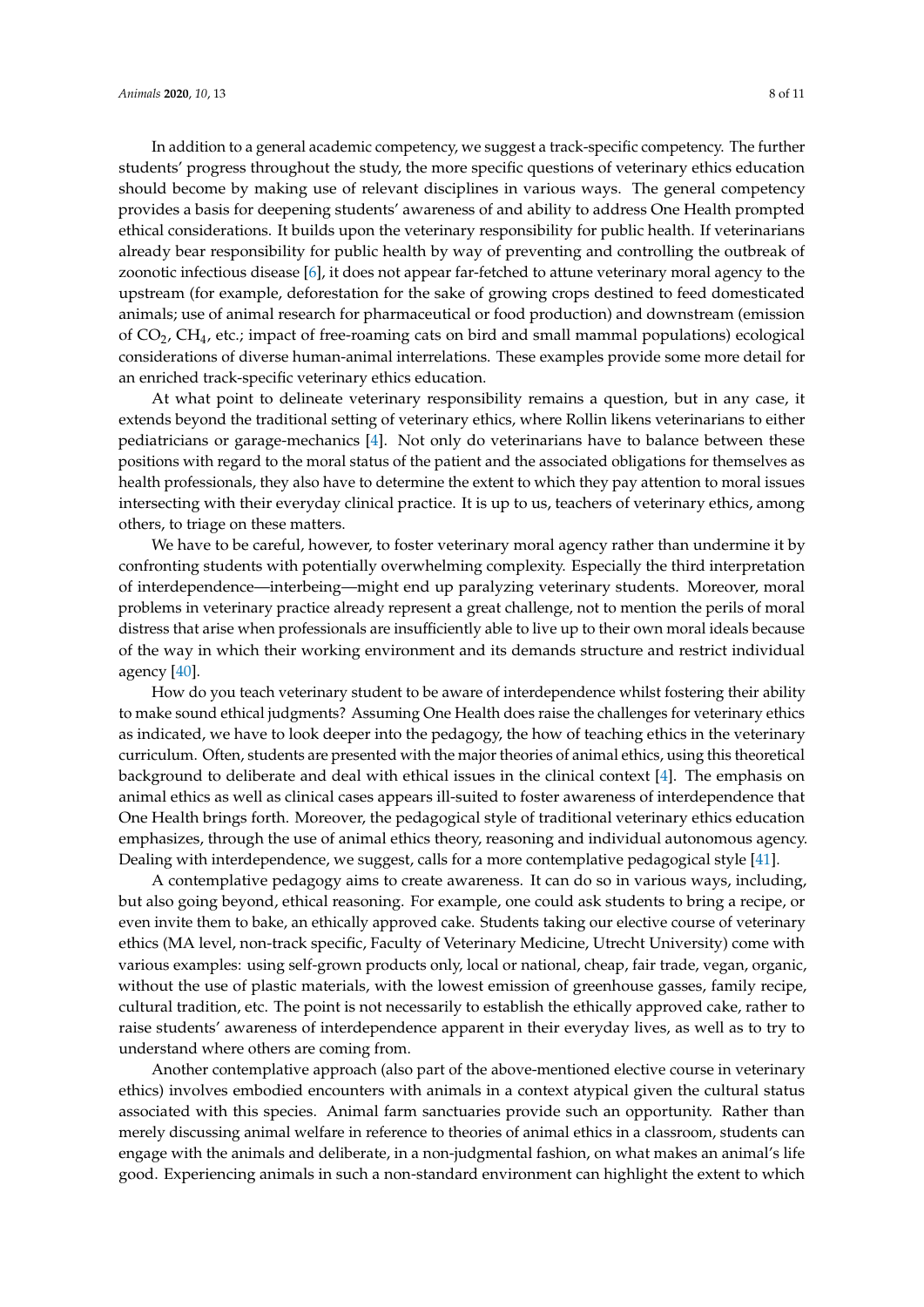In addition to a general academic competency, we suggest a track-specific competency. The further students' progress throughout the study, the more specific questions of veterinary ethics education should become by making use of relevant disciplines in various ways. The general competency provides a basis for deepening students' awareness of and ability to address One Health prompted ethical considerations. It builds upon the veterinary responsibility for public health. If veterinarians already bear responsibility for public health by way of preventing and controlling the outbreak of zoonotic infectious disease [6], it does not appear far-fetched to attune veterinary moral agency to the upstream (for example, deforestation for the sake of growing crops destined to feed domesticated animals; use of animal research for pharmaceutical or food production) and downstream (emission of $CO_2$, $CH_4$, etc.; impact of free-roaming cats on bird and small mammal populations) ecological considerations of diverse human-animal interrelations. These examples provide some more detail for an enriched track-specific veterinary ethics education.

At what point to delineate veterinary responsibility remains a question, but in any case, it extends beyond the traditional setting of veterinary ethics, where Rollin likens veterinarians to either pediatricians or garage-mechanics [4]. Not only do veterinarians have to balance between these positions with regard to the moral status of the patient and the associated obligations for themselves as health professionals, they also have to determine the extent to which they pay attention to moral issues intersecting with their everyday clinical practice. It is up to us, teachers of veterinary ethics, among others, to triage on these matters.

We have to be careful, however, to foster veterinary moral agency rather than undermine it by confronting students with potentially overwhelming complexity. Especially the third interpretation of interdependence—interbeing—might end up paralyzing veterinary students. Moreover, moral problems in veterinary practice already represent a great challenge, not to mention the perils of moral distress that arise when professionals are insufficiently able to live up to their own moral ideals because of the way in which their working environment and its demands structure and restrict individual agency [40].

How do you teach veterinary student to be aware of interdependence whilst fostering their ability to make sound ethical judgments? Assuming One Health does raise the challenges for veterinary ethics as indicated, we have to look deeper into the pedagogy, the how of teaching ethics in the veterinary curriculum. Often, students are presented with the major theories of animal ethics, using this theoretical background to deliberate and deal with ethical issues in the clinical context [4]. The emphasis on animal ethics as well as clinical cases appears ill-suited to foster awareness of interdependence that One Health brings forth. Moreover, the pedagogical style of traditional veterinary ethics education emphasizes, through the use of animal ethics theory, reasoning and individual autonomous agency. Dealing with interdependence, we suggest, calls for a more contemplative pedagogical style [41].

A contemplative pedagogy aims to create awareness. It can do so in various ways, including, but also going beyond, ethical reasoning. For example, one could ask students to bring a recipe, or even invite them to bake, an ethically approved cake. Students taking our elective course of veterinary ethics (MA level, non-track specific, Faculty of Veterinary Medicine, Utrecht University) come with various examples: using self-grown products only, local or national, cheap, fair trade, vegan, organic, without the use of plastic materials, with the lowest emission of greenhouse gasses, family recipe, cultural tradition, etc. The point is not necessarily to establish the ethically approved cake, rather to raise students' awareness of interdependence apparent in their everyday lives, as well as to try to understand where others are coming from.

Another contemplative approach (also part of the above-mentioned elective course in veterinary ethics) involves embodied encounters with animals in a context atypical given the cultural status associated with this species. Animal farm sanctuaries provide such an opportunity. Rather than merely discussing animal welfare in reference to theories of animal ethics in a classroom, students can engage with the animals and deliberate, in a non-judgmental fashion, on what makes an animal's life good. Experiencing animals in such a non-standard environment can highlight the extent to which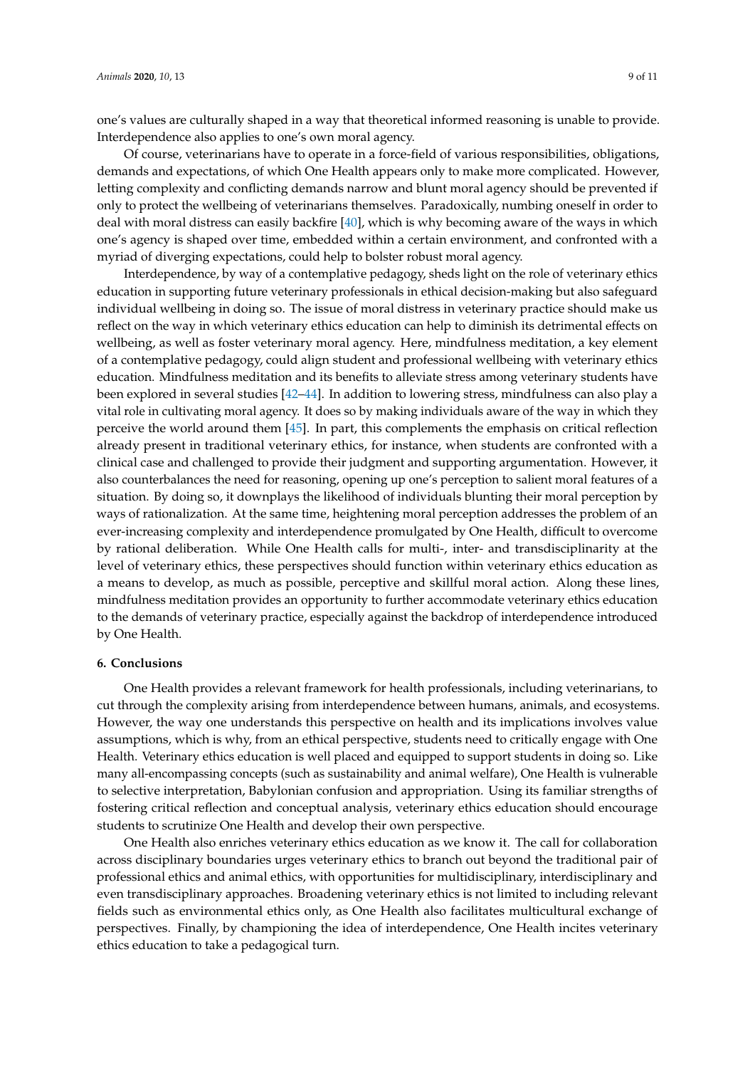one's values are culturally shaped in a way that theoretical informed reasoning is unable to provide. Interdependence also applies to one's own moral agency.

Of course, veterinarians have to operate in a force-field of various responsibilities, obligations, demands and expectations, of which One Health appears only to make more complicated. However, letting complexity and conflicting demands narrow and blunt moral agency should be prevented if only to protect the wellbeing of veterinarians themselves. Paradoxically, numbing oneself in order to deal with moral distress can easily backfire [40], which is why becoming aware of the ways in which one's agency is shaped over time, embedded within a certain environment, and confronted with a myriad of diverging expectations, could help to bolster robust moral agency.

Interdependence, by way of a contemplative pedagogy, sheds light on the role of veterinary ethics education in supporting future veterinary professionals in ethical decision-making but also safeguard individual wellbeing in doing so. The issue of moral distress in veterinary practice should make us reflect on the way in which veterinary ethics education can help to diminish its detrimental effects on wellbeing, as well as foster veterinary moral agency. Here, mindfulness meditation, a key element of a contemplative pedagogy, could align student and professional wellbeing with veterinary ethics education. Mindfulness meditation and its benefits to alleviate stress among veterinary students have been explored in several studies [42–44]. In addition to lowering stress, mindfulness can also play a vital role in cultivating moral agency. It does so by making individuals aware of the way in which they perceive the world around them [45]. In part, this complements the emphasis on critical reflection already present in traditional veterinary ethics, for instance, when students are confronted with a clinical case and challenged to provide their judgment and supporting argumentation. However, it also counterbalances the need for reasoning, opening up one's perception to salient moral features of a situation. By doing so, it downplays the likelihood of individuals blunting their moral perception by ways of rationalization. At the same time, heightening moral perception addresses the problem of an ever-increasing complexity and interdependence promulgated by One Health, difficult to overcome by rational deliberation. While One Health calls for multi-, inter- and transdisciplinarity at the level of veterinary ethics, these perspectives should function within veterinary ethics education as a means to develop, as much as possible, perceptive and skillful moral action. Along these lines, mindfulness meditation provides an opportunity to further accommodate veterinary ethics education to the demands of veterinary practice, especially against the backdrop of interdependence introduced by One Health.

## 6. Conclusions

One Health provides a relevant framework for health professionals, including veterinarians, to cut through the complexity arising from interdependence between humans, animals, and ecosystems. However, the way one understands this perspective on health and its implications involves value assumptions, which is why, from an ethical perspective, students need to critically engage with One Health. Veterinary ethics education is well placed and equipped to support students in doing so. Like many all-encompassing concepts (such as sustainability and animal welfare), One Health is vulnerable to selective interpretation, Babylonian confusion and appropriation. Using its familiar strengths of fostering critical reflection and conceptual analysis, veterinary ethics education should encourage students to scrutinize One Health and develop their own perspective.

One Health also enriches veterinary ethics education as we know it. The call for collaboration across disciplinary boundaries urges veterinary ethics to branch out beyond the traditional pair of professional ethics and animal ethics, with opportunities for multidisciplinary, interdisciplinary and even transdisciplinary approaches. Broadening veterinary ethics is not limited to including relevant fields such as environmental ethics only, as One Health also facilitates multicultural exchange of perspectives. Finally, by championing the idea of interdependence, One Health incites veterinary ethics education to take a pedagogical turn.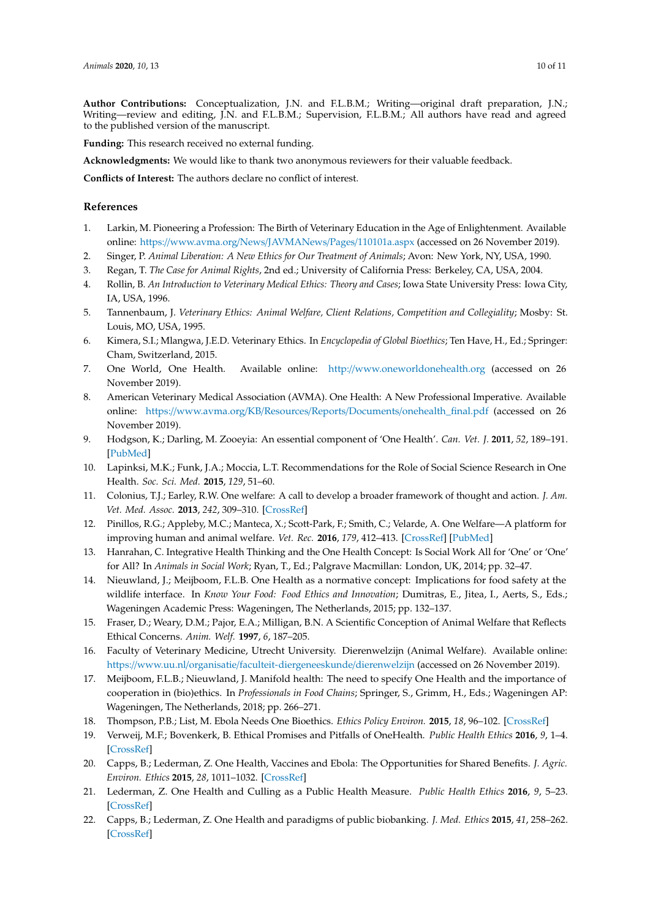**Author Contributions:** Conceptualization, J.N. and F.L.B.M.; Writing—original draft preparation, J.N.; Writing—review and editing, J.N. and F.L.B.M.; Supervision, F.L.B.M.; All authors have read and agreed to the published version of the manuscript.

**Funding:** This research received no external funding.

**Acknowledgments:** We would like to thank two anonymous reviewers for their valuable feedback.

**Conflicts of Interest:** The authors declare no conflict of interest.

## References

1. Larkin, M. Pioneering a Profession: The Birth of Veterinary Education in the Age of Enlightenment. Available online: https://www.avma.org/News/JAVMANews/Pages/110101a.aspx (accessed on 26 November 2019).
2. Singer, P. *Animal Liberation: A New Ethics for Our Treatment of Animals*; Avon: New York, NY, USA, 1990.
3. Regan, T. *The Case for Animal Rights*, 2nd ed.; University of California Press: Berkeley, CA, USA, 2004.
4. Rollin, B. *An Introduction to Veterinary Medical Ethics: Theory and Cases*; Iowa State University Press: Iowa City, IA, USA, 1996.
5. Tannenbaum, J. *Veterinary Ethics: Animal Welfare, Client Relations, Competition and Collegiality*; Mosby: St. Louis, MO, USA, 1995.
6. Kimera, S.I.; Mlangwa, J.E.D. Veterinary Ethics. In *Encyclopedia of Global Bioethics*; Ten Have, H., Ed.; Springer: Cham, Switzerland, 2015.
7. One World, One Health. Available online: http://www.oneworldonehealth.org (accessed on 26 November 2019).
8. American Veterinary Medical Association (AVMA). One Health: A New Professional Imperative. Available online: https://www.avma.org/KB/Resources/Reports/Documents/onehealth_final.pdf (accessed on 26 November 2019).
9. Hodgson, K.; Darling, M. Zooeyia: An essential component of 'One Health'. *Can. Vet. J.* **2011**, *52*, 189–191. [PubMed]
10. Lapinksi, M.K.; Funk, J.A.; Moccia, L.T. Recommendations for the Role of Social Science Research in One Health. *Soc. Sci. Med.* **2015**, *129*, 51–60.
11. Colonius, T.J.; Earley, R.W. One welfare: A call to develop a broader framework of thought and action. *J. Am. Vet. Med. Assoc.* **2013**, *242*, 309–310. [CrossRef]
12. Pinillos, R.G.; Appleby, M.C.; Manteca, X.; Scott-Park, F.; Smith, C.; Velarde, A. One Welfare—A platform for improving human and animal welfare. *Vet. Rec.* **2016**, *179*, 412–413. [CrossRef] [PubMed]
13. Hanrahan, C. Integrative Health Thinking and the One Health Concept: Is Social Work All for 'One' or 'One' for All? In *Animals in Social Work*; Ryan, T., Ed.; Palgrave Macmillan: London, UK, 2014; pp. 32–47.
14. Nieuwland, J.; Meijboom, F.L.B. One Health as a normative concept: Implications for food safety at the wildlife interface. In *Know Your Food: Food Ethics and Innovation*; Dumitras, E., Jitea, I., Aerts, S., Eds.; Wageningen Academic Press: Wageningen, The Netherlands, 2015; pp. 132–137.
15. Fraser, D.; Weary, D.M.; Pajor, E.A.; Milligan, B.N. A Scientific Conception of Animal Welfare that Reflects Ethical Concerns. *Anim. Welf.* **1997**, *6*, 187–205.
16. Faculty of Veterinary Medicine, Utrecht University. Dierenwelzijn (Animal Welfare). Available online: https://www.uu.nl/organisatie/faculteit-diergeneeskunde/dierenwelzijn (accessed on 26 November 2019).
17. Meijboom, F.L.B.; Nieuwland, J. Manifold health: The need to specify One Health and the importance of cooperation in (bio)ethics. In *Professionals in Food Chains*; Springer, S., Grimm, H., Eds.; Wageningen AP: Wageningen, The Netherlands, 2018; pp. 266–271.
18. Thompson, P.B.; List, M. Ebola Needs One Bioethics. *Ethics Policy Environ.* **2015**, *18*, 96–102. [CrossRef]
19. Verweij, M.F.; Bovenkerk, B. Ethical Promises and Pitfalls of OneHealth. *Public Health Ethics* **2016**, *9*, 1–4. [CrossRef]
20. Capps, B.; Lederman, Z. One Health, Vaccines and Ebola: The Opportunities for Shared Benefits. *J. Agric. Environ. Ethics* **2015**, *28*, 1011–1032. [CrossRef]
21. Lederman, Z. One Health and Culling as a Public Health Measure. *Public Health Ethics* **2016**, *9*, 5–23. [CrossRef]
22. Capps, B.; Lederman, Z. One Health and paradigms of public biobanking. *J. Med. Ethics* **2015**, *41*, 258–262. [CrossRef]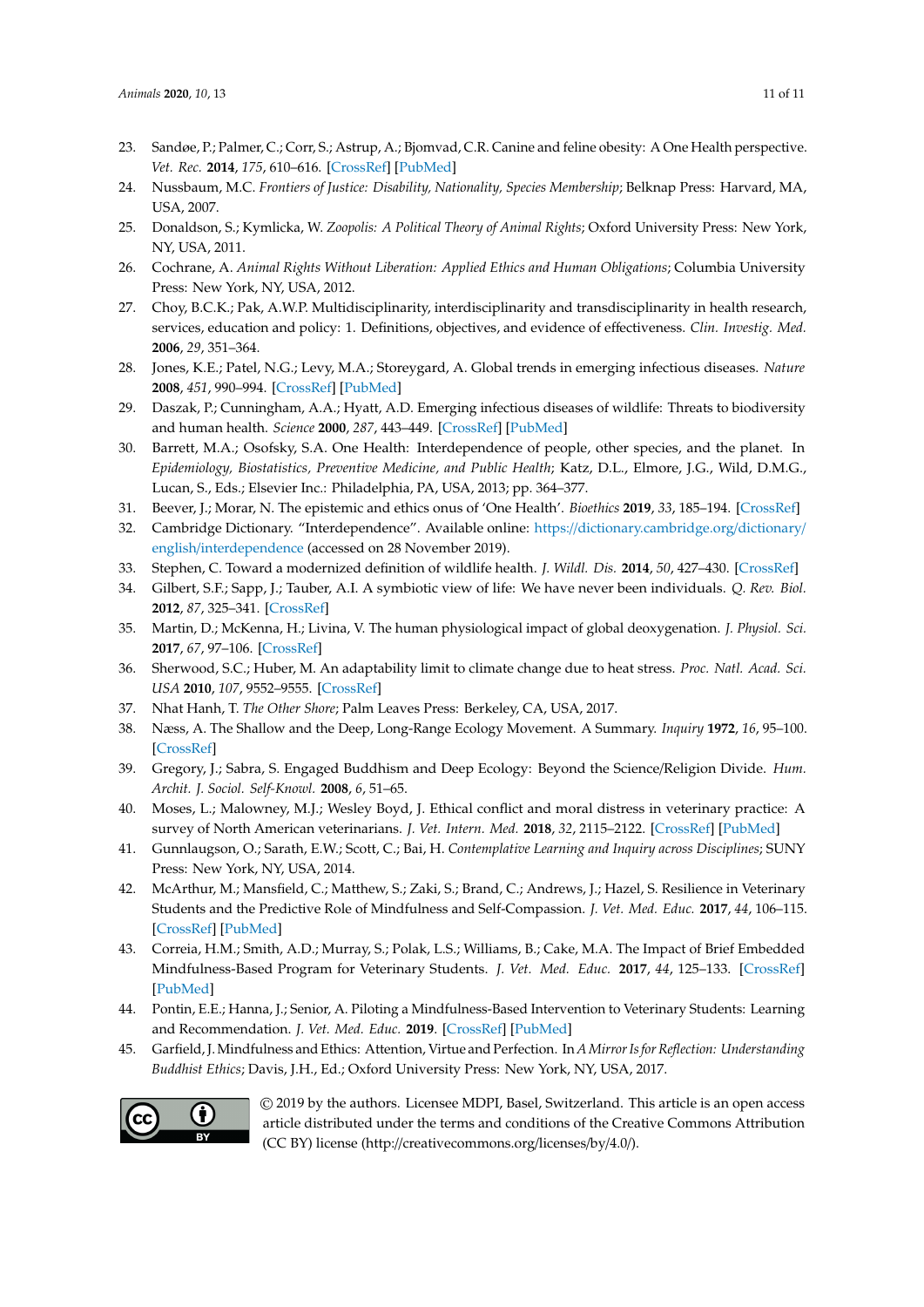23. Sandøe, P.; Palmer, C.; Corr, S.; Astrup, A.; Bjomvad, C.R. Canine and feline obesity: A One Health perspective. *Vet. Rec.* **2014**, *175*, 610–616. [CrossRef] [PubMed]
24. Nussbaum, M.C. *Frontiers of Justice: Disability, Nationality, Species Membership*; Belknap Press: Harvard, MA, USA, 2007.
25. Donaldson, S.; Kymlicka, W. *Zoopolis: A Political Theory of Animal Rights*; Oxford University Press: New York, NY, USA, 2011.
26. Cochrane, A. *Animal Rights Without Liberation: Applied Ethics and Human Obligations*; Columbia University Press: New York, NY, USA, 2012.
27. Choy, B.C.K.; Pak, A.W.P. Multidisciplinarity, interdisciplinarity and transdisciplinarity in health research, services, education and policy: 1. Definitions, objectives, and evidence of effectiveness. *Clin. Investig. Med.* **2006**, *29*, 351–364.
28. Jones, K.E.; Patel, N.G.; Levy, M.A.; Storeygard, A. Global trends in emerging infectious diseases. *Nature* **2008**, *451*, 990–994. [CrossRef] [PubMed]
29. Daszak, P.; Cunningham, A.A.; Hyatt, A.D. Emerging infectious diseases of wildlife: Threats to biodiversity and human health. *Science* **2000**, *287*, 443–449. [CrossRef] [PubMed]
30. Barrett, M.A.; Osofsky, S.A. One Health: Interdependence of people, other species, and the planet. In *Epidemiology, Biostatistics, Preventive Medicine, and Public Health*; Katz, D.L., Elmore, J.G., Wild, D.M.G., Lucan, S., Eds.; Elsevier Inc.: Philadelphia, PA, USA, 2013; pp. 364–377.
31. Beever, J.; Morar, N. The epistemic and ethics onus of 'One Health'. *Bioethics* **2019**, *33*, 185–194. [CrossRef]
32. Cambridge Dictionary. "Interdependence". Available online: https://dictionary.cambridge.org/dictionary/english/interdependence (accessed on 28 November 2019).
33. Stephen, C. Toward a modernized definition of wildlife health. *J. Wildl. Dis.* **2014**, *50*, 427–430. [CrossRef]
34. Gilbert, S.F.; Sapp, J.; Tauber, A.I. A symbiotic view of life: We have never been individuals. *Q. Rev. Biol.* **2012**, *87*, 325–341. [CrossRef]
35. Martin, D.; McKenna, H.; Livina, V. The human physiological impact of global deoxygenation. *J. Physiol. Sci.* **2017**, *67*, 97–106. [CrossRef]
36. Sherwood, S.C.; Huber, M. An adaptability limit to climate change due to heat stress. *Proc. Natl. Acad. Sci. USA* **2010**, *107*, 9552–9555. [CrossRef]
37. Nhat Hanh, T. *The Other Shore*; Palm Leaves Press: Berkeley, CA, USA, 2017.
38. Næss, A. The Shallow and the Deep, Long-Range Ecology Movement. A Summary. *Inquiry* **1972**, *16*, 95–100. [CrossRef]
39. Gregory, J.; Sabra, S. Engaged Buddhism and Deep Ecology: Beyond the Science/Religion Divide. *Hum. Archit. J. Sociol. Self-Knowl.* **2008**, *6*, 51–65.
40. Moses, L.; Malowney, M.J.; Wesley Boyd, J. Ethical conflict and moral distress in veterinary practice: A survey of North American veterinarians. *J. Vet. Intern. Med.* **2018**, *32*, 2115–2122. [CrossRef] [PubMed]
41. Gunnlaugson, O.; Sarath, E.W.; Scott, C.; Bai, H. *Contemplative Learning and Inquiry across Disciplines*; SUNY Press: New York, NY, USA, 2014.
42. McArthur, M.; Mansfield, C.; Matthew, S.; Zaki, S.; Brand, C.; Andrews, J.; Hazel, S. Resilience in Veterinary Students and the Predictive Role of Mindfulness and Self-Compassion. *J. Vet. Med. Educ.* **2017**, *44*, 106–115. [CrossRef] [PubMed]
43. Correia, H.M.; Smith, A.D.; Murray, S.; Polak, L.S.; Williams, B.; Cake, M.A. The Impact of Brief Embedded Mindfulness-Based Program for Veterinary Students. *J. Vet. Med. Educ.* **2017**, *44*, 125–133. [CrossRef] [PubMed]
44. Pontin, E.E.; Hanna, J.; Senior, A. Piloting a Mindfulness-Based Intervention to Veterinary Students: Learning and Recommendation. *J. Vet. Med. Educ.* **2019**. [CrossRef] [PubMed]
45. Garfield, J. Mindfulness and Ethics: Attention, Virtue and Perfection. In *A Mirror Is for Reflection: Understanding Buddhist Ethics*; Davis, J.H., Ed.; Oxford University Press: New York, NY, USA, 2017.

© 2019 by the authors. Licensee MDPI, Basel, Switzerland. This article is an open access article distributed under the terms and conditions of the Creative Commons Attribution (CC BY) license (http://creativecommons.org/licenses/by/4.0/).